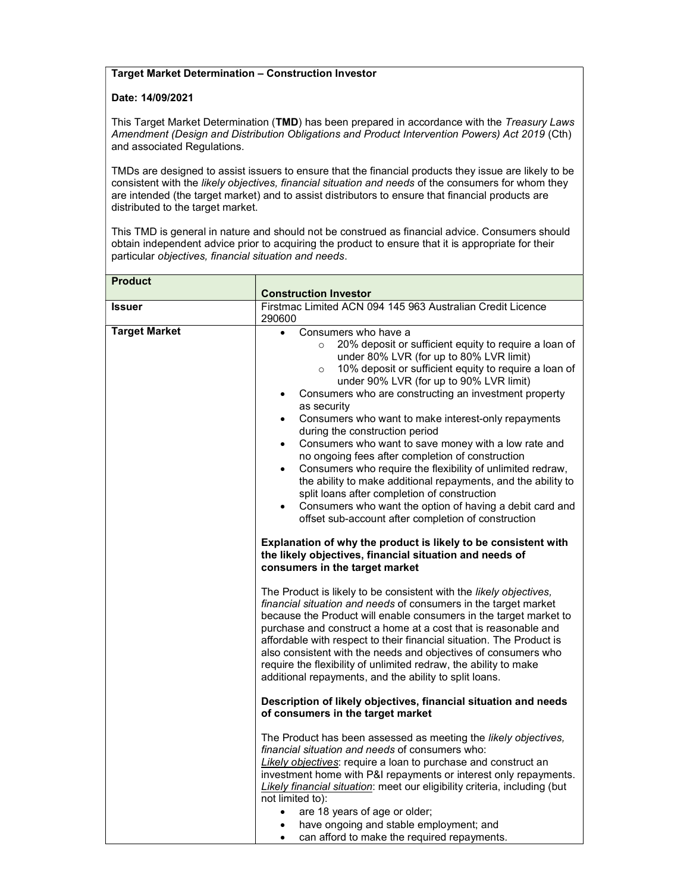**Target Market Determination – Construction Investor**

**Date: 14/09/2021**

This Target Market Determination (**TMD**) has been prepared in accordance with the *Treasury Laws Amendment (Design and Distribution Obligations and Product Intervention Powers) Act 2019* (Cth) and associated Regulations.

TMDs are designed to assist issuers to ensure that the financial products they issue are likely to be consistent with the *likely objectives, financial situation and needs* of the consumers for whom they are intended (the target market) and to assist distributors to ensure that financial products are distributed to the target market.

This TMD is general in nature and should not be construed as financial advice. Consumers should obtain independent advice prior to acquiring the product to ensure that it is appropriate for their particular *objectives, financial situation and needs*.

| **Product** | **Construction Investor** |
|---|---|
| **Issuer** | Firstmac Limited ACN 094 145 963 Australian Credit Licence 290600 |
| **Target Market** | • Consumers who have a<br>&nbsp;&nbsp;&nbsp;&nbsp;○ 20% deposit or sufficient equity to require a loan of under 80% LVR (for up to 80% LVR limit)<br>&nbsp;&nbsp;&nbsp;&nbsp;○ 10% deposit or sufficient equity to require a loan of under 90% LVR (for up to 90% LVR limit)<br>• Consumers who are constructing an investment property as security<br>• Consumers who want to make interest-only repayments during the construction period<br>• Consumers who want to save money with a low rate and no ongoing fees after completion of construction<br>• Consumers who require the flexibility of unlimited redraw, the ability to make additional repayments, and the ability to split loans after completion of construction<br>• Consumers who want the option of having a debit card and offset sub-account after completion of construction<br><br>**Explanation of why the product is likely to be consistent with the likely objectives, financial situation and needs of consumers in the target market**<br><br>The Product is likely to be consistent with the *likely objectives, financial situation and needs* of consumers in the target market because the Product will enable consumers in the target market to purchase and construct a home at a cost that is reasonable and affordable with respect to their financial situation. The Product is also consistent with the needs and objectives of consumers who require the flexibility of unlimited redraw, the ability to make additional repayments, and the ability to split loans.<br><br>**Description of likely objectives, financial situation and needs of consumers in the target market**<br><br>The Product has been assessed as meeting the *likely objectives, financial situation and needs* of consumers who:<br>*Likely objectives*: require a loan to purchase and construct an investment home with P&I repayments or interest only repayments.<br>*Likely financial situation*: meet our eligibility criteria, including (but not limited to):<br>• are 18 years of age or older;<br>• have ongoing and stable employment; and<br>• can afford to make the required repayments. |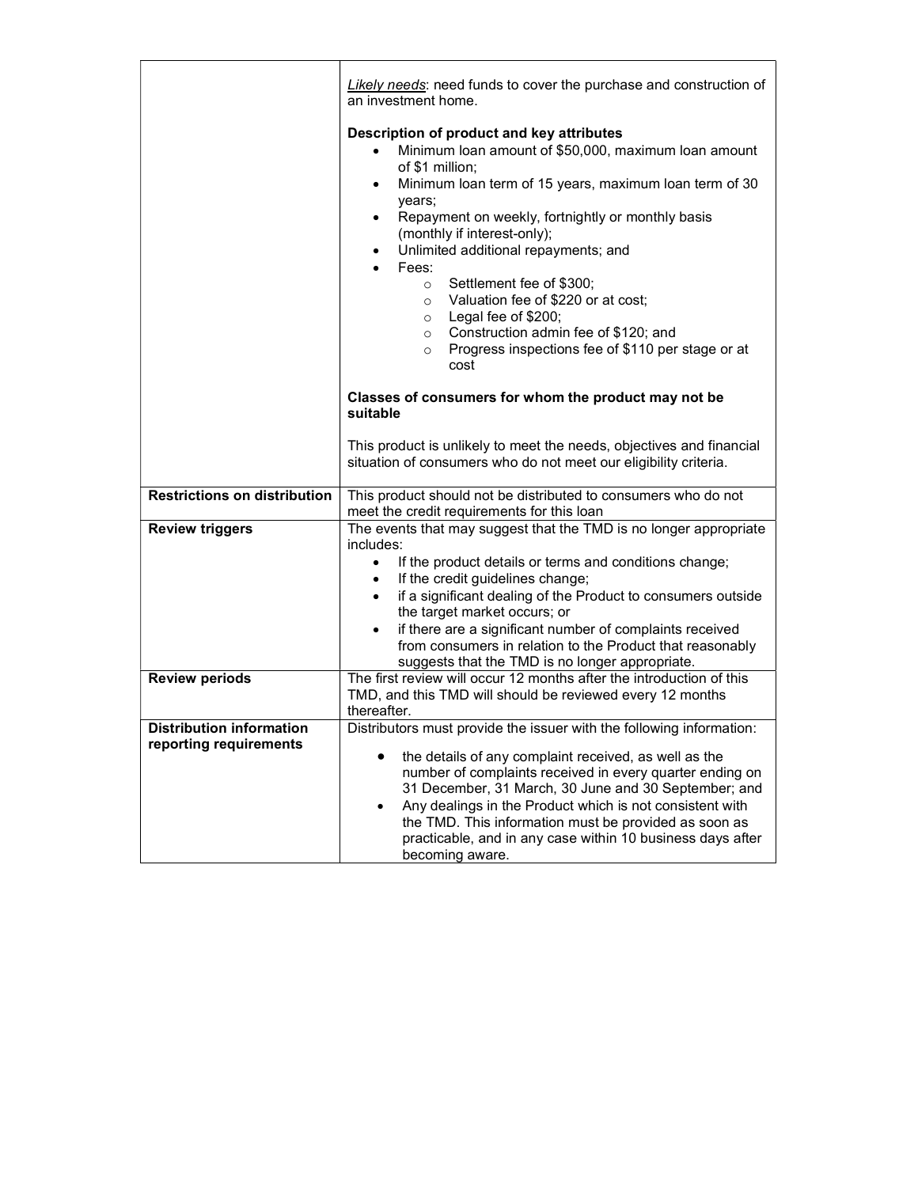| | |
|---|---|
| | *Likely needs*: need funds to cover the purchase and construction of an investment home.<br><br>**Description of product and key attributes**<br>• Minimum loan amount of \$50,000, maximum loan amount of \$1 million;<br>• Minimum loan term of 15 years, maximum loan term of 30 years;<br>• Repayment on weekly, fortnightly or monthly basis (monthly if interest-only);<br>• Unlimited additional repayments; and<br>• Fees:<br>  ○ Settlement fee of \$300;<br>  ○ Valuation fee of \$220 or at cost;<br>  ○ Legal fee of \$200;<br>  ○ Construction admin fee of \$120; and<br>  ○ Progress inspections fee of \$110 per stage or at cost<br><br>**Classes of consumers for whom the product may not be suitable**<br><br>This product is unlikely to meet the needs, objectives and financial situation of consumers who do not meet our eligibility criteria. |
| **Restrictions on distribution** | This product should not be distributed to consumers who do not meet the credit requirements for this loan |
| **Review triggers** | The events that may suggest that the TMD is no longer appropriate includes:<br>• If the product details or terms and conditions change;<br>• If the credit guidelines change;<br>• if a significant dealing of the Product to consumers outside the target market occurs; or<br>• if there are a significant number of complaints received from consumers in relation to the Product that reasonably suggests that the TMD is no longer appropriate. |
| **Review periods** | The first review will occur 12 months after the introduction of this TMD, and this TMD will should be reviewed every 12 months thereafter. |
| **Distribution information reporting requirements** | Distributors must provide the issuer with the following information:<br><br>• the details of any complaint received, as well as the number of complaints received in every quarter ending on 31 December, 31 March, 30 June and 30 September; and<br>• Any dealings in the Product which is not consistent with the TMD. This information must be provided as soon as practicable, and in any case within 10 business days after becoming aware. |